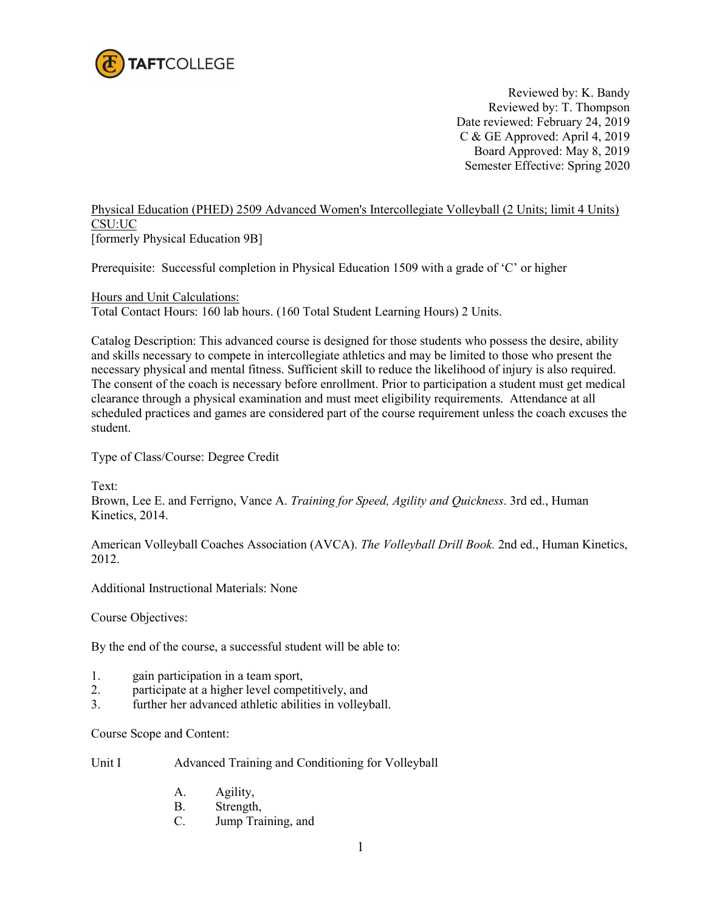TAFTCOLLEGE

Reviewed by: K. Bandy
Reviewed by: T. Thompson
Date reviewed: February 24, 2019
C & GE Approved: April 4, 2019
Board Approved: May 8, 2019
Semester Effective: Spring 2020

Physical Education (PHED) 2509 Advanced Women's Intercollegiate Volleyball (2 Units; limit 4 Units) CSU:UC
[formerly Physical Education 9B]

Prerequisite: Successful completion in Physical Education 1509 with a grade of 'C' or higher

Hours and Unit Calculations:
Total Contact Hours: 160 lab hours. (160 Total Student Learning Hours) 2 Units.

Catalog Description: This advanced course is designed for those students who possess the desire, ability and skills necessary to compete in intercollegiate athletics and may be limited to those who present the necessary physical and mental fitness. Sufficient skill to reduce the likelihood of injury is also required. The consent of the coach is necessary before enrollment. Prior to participation a student must get medical clearance through a physical examination and must meet eligibility requirements. Attendance at all scheduled practices and games are considered part of the course requirement unless the coach excuses the student.

Type of Class/Course: Degree Credit

Text:
Brown, Lee E. and Ferrigno, Vance A. *Training for Speed, Agility and Quickness*. 3rd ed., Human Kinetics, 2014.

American Volleyball Coaches Association (AVCA). *The Volleyball Drill Book.* 2nd ed., Human Kinetics, 2012.

Additional Instructional Materials: None

Course Objectives:

By the end of the course, a successful student will be able to:

1. gain participation in a team sport,
2. participate at a higher level competitively, and
3. further her advanced athletic abilities in volleyball.

Course Scope and Content:

Unit I Advanced Training and Conditioning for Volleyball

- A. Agility,
- B. Strength,
- C. Jump Training, and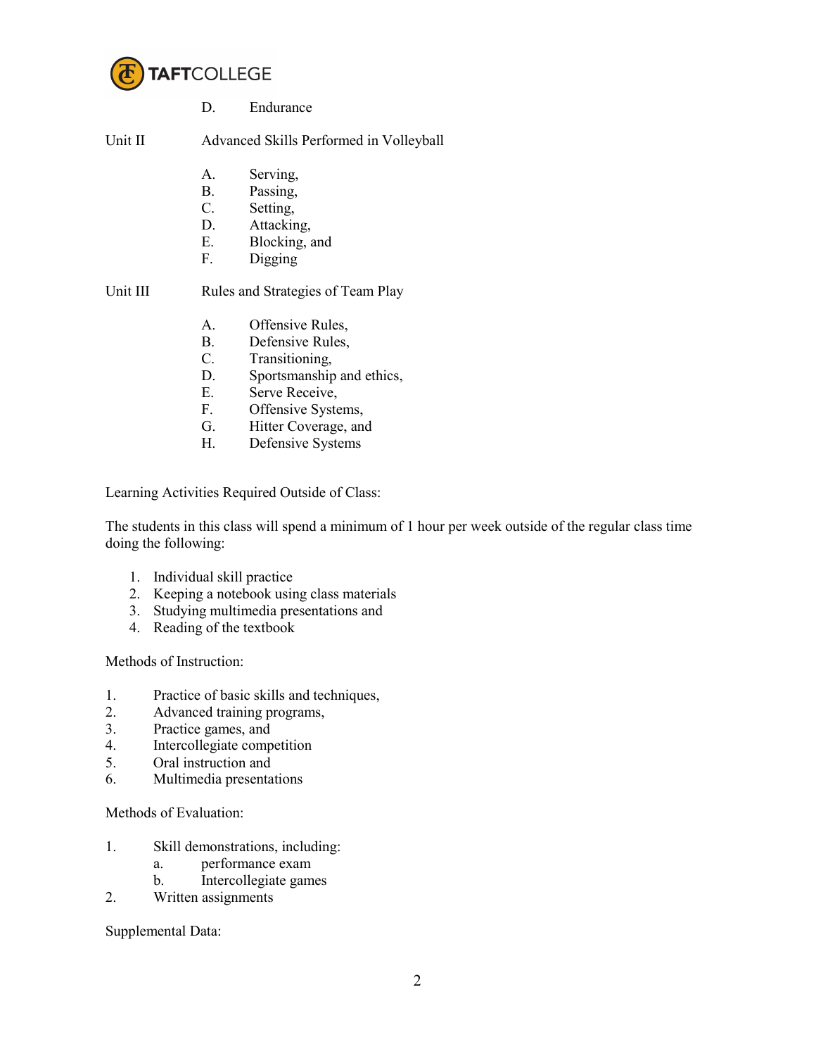D. Endurance

Unit II Advanced Skills Performed in Volleyball

A. Serving,
B. Passing,
C. Setting,
D. Attacking,
E. Blocking, and
F. Digging

Unit III Rules and Strategies of Team Play

A. Offensive Rules,
B. Defensive Rules,
C. Transitioning,
D. Sportsmanship and ethics,
E. Serve Receive,
F. Offensive Systems,
G. Hitter Coverage, and
H. Defensive Systems

Learning Activities Required Outside of Class:

The students in this class will spend a minimum of 1 hour per week outside of the regular class time doing the following:

1. Individual skill practice
2. Keeping a notebook using class materials
3. Studying multimedia presentations and
4. Reading of the textbook

Methods of Instruction:

1. Practice of basic skills and techniques,
2. Advanced training programs,
3. Practice games, and
4. Intercollegiate competition
5. Oral instruction and
6. Multimedia presentations

Methods of Evaluation:

1. Skill demonstrations, including:
   a. performance exam
   b. Intercollegiate games
2. Written assignments

Supplemental Data: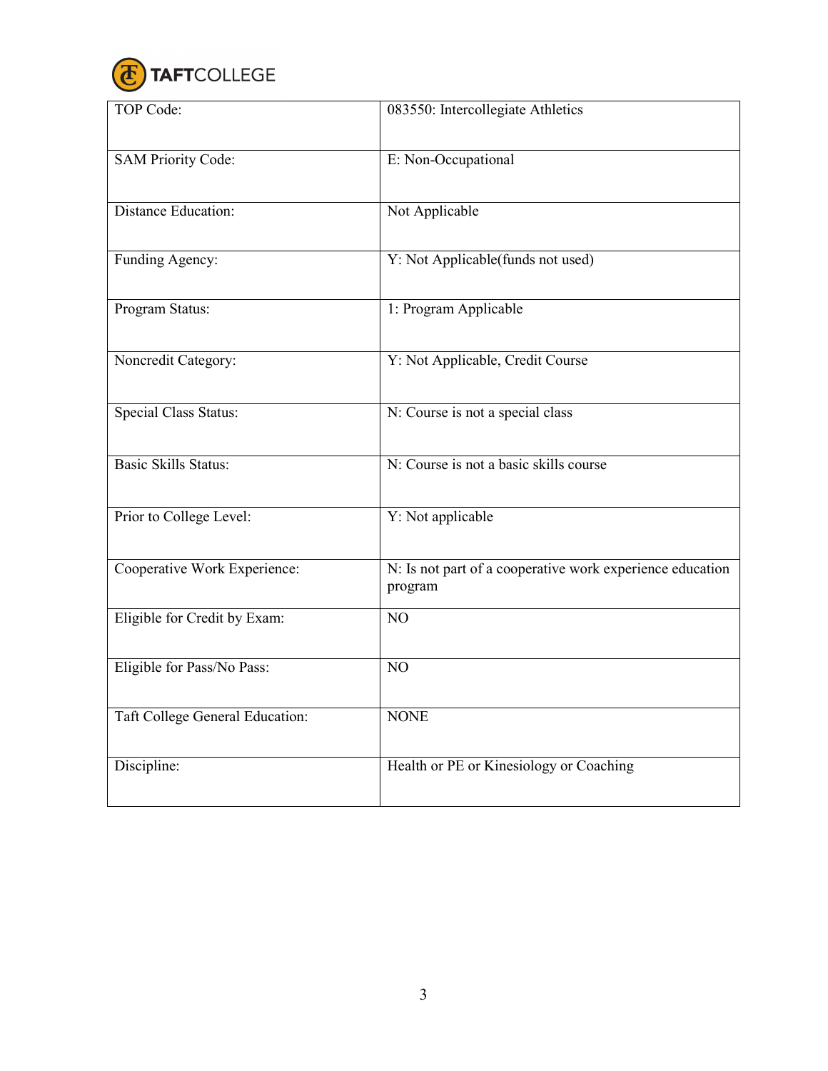| | |
|---|---|
| TOP Code: | 083550: Intercollegiate Athletics |
| SAM Priority Code: | E: Non-Occupational |
| Distance Education: | Not Applicable |
| Funding Agency: | Y: Not Applicable(funds not used) |
| Program Status: | 1: Program Applicable |
| Noncredit Category: | Y: Not Applicable, Credit Course |
| Special Class Status: | N: Course is not a special class |
| Basic Skills Status: | N: Course is not a basic skills course |
| Prior to College Level: | Y: Not applicable |
| Cooperative Work Experience: | N: Is not part of a cooperative work experience education program |
| Eligible for Credit by Exam: | NO |
| Eligible for Pass/No Pass: | NO |
| Taft College General Education: | NONE |
| Discipline: | Health or PE or Kinesiology or Coaching |